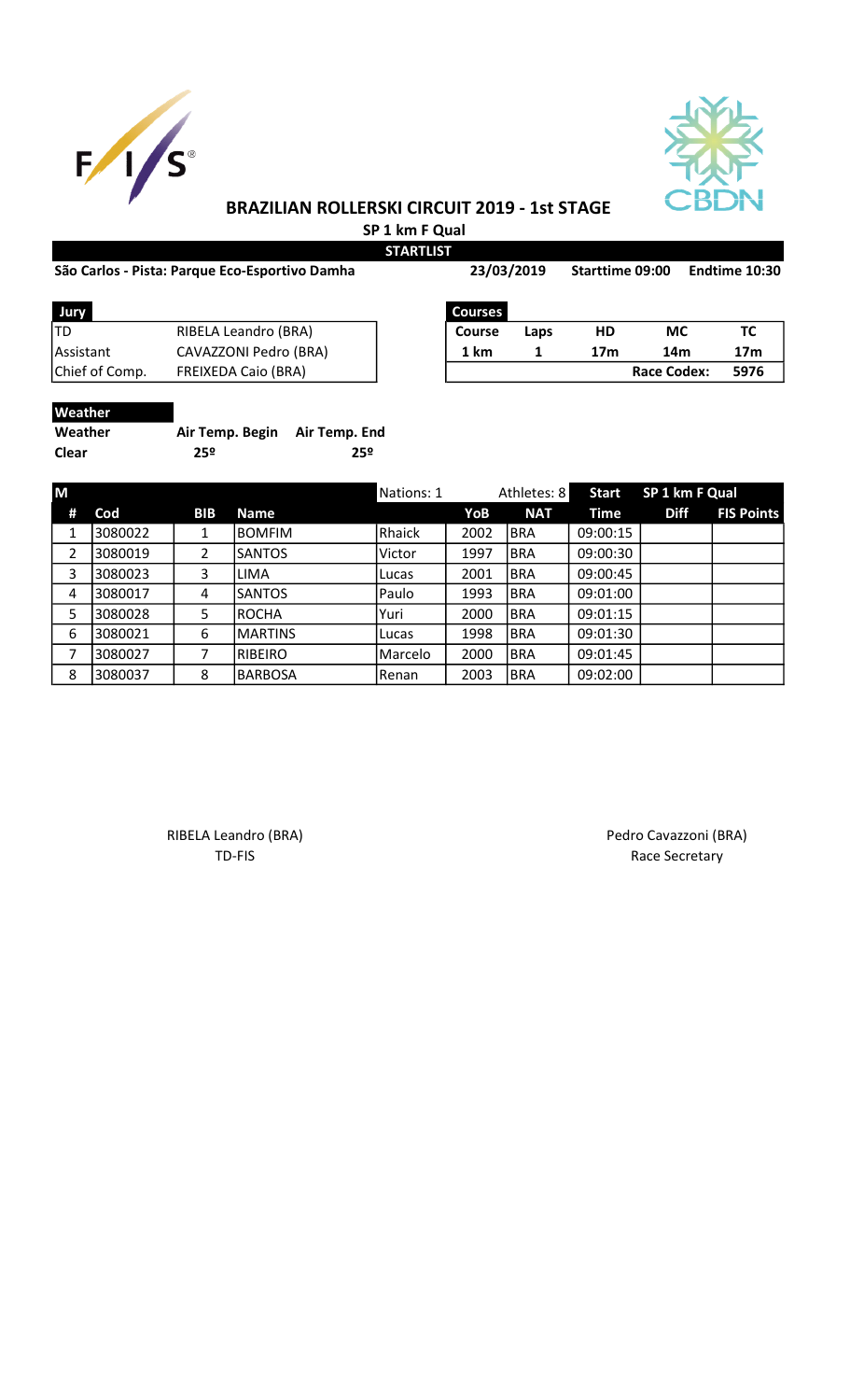# BRAZILIAN ROLLERSKI CIRCUIT 2019 - 1st STAGE

## SP 1 km F Qual

### STARTLIST

**São Carlos - Pista: Parque Eco-Esportivo Damha** **23/03/2019** **Starttime 09:00** **Endtime 10:30**

| Jury | |
|---|---|
| TD | RIBELA Leandro (BRA) |
| Assistant | CAVAZZONI Pedro (BRA) |
| Chief of Comp. | FREIXEDA Caio (BRA) |

| Courses | | | | |
|---|---|---|---|---|
| **Course** | **Laps** | **HD** | **MC** | **TC** |
| **1 km** | **1** | **17m** | **14m** | **17m** |
| | | | **Race Codex:** | **5976** |

| Weather | | |
|---|---|---|
| **Weather** | **Air Temp. Begin** | **Air Temp. End** |
| **Clear** | **25º** | **25º** |

| M | | | | Nations: 1 | | Athletes: 8 | Start | SP 1 km F Qual | |
|---|---|---|---|---|---|---|---|---|---|
| **#** | **Cod** | **BIB** | **Name** | | **YoB** | **NAT** | **Time** | **Diff** | **FIS Points** |
| 1 | 3080022 | 1 | BOMFIM | Rhaick | 2002 | BRA | 09:00:15 | | |
| 2 | 3080019 | 2 | SANTOS | Victor | 1997 | BRA | 09:00:30 | | |
| 3 | 3080023 | 3 | LIMA | Lucas | 2001 | BRA | 09:00:45 | | |
| 4 | 3080017 | 4 | SANTOS | Paulo | 1993 | BRA | 09:01:00 | | |
| 5 | 3080028 | 5 | ROCHA | Yuri | 2000 | BRA | 09:01:15 | | |
| 6 | 3080021 | 6 | MARTINS | Lucas | 1998 | BRA | 09:01:30 | | |
| 7 | 3080027 | 7 | RIBEIRO | Marcelo | 2000 | BRA | 09:01:45 | | |
| 8 | 3080037 | 8 | BARBOSA | Renan | 2003 | BRA | 09:02:00 | | |

RIBELA Leandro (BRA)
TD-FIS

Pedro Cavazzoni (BRA)
Race Secretary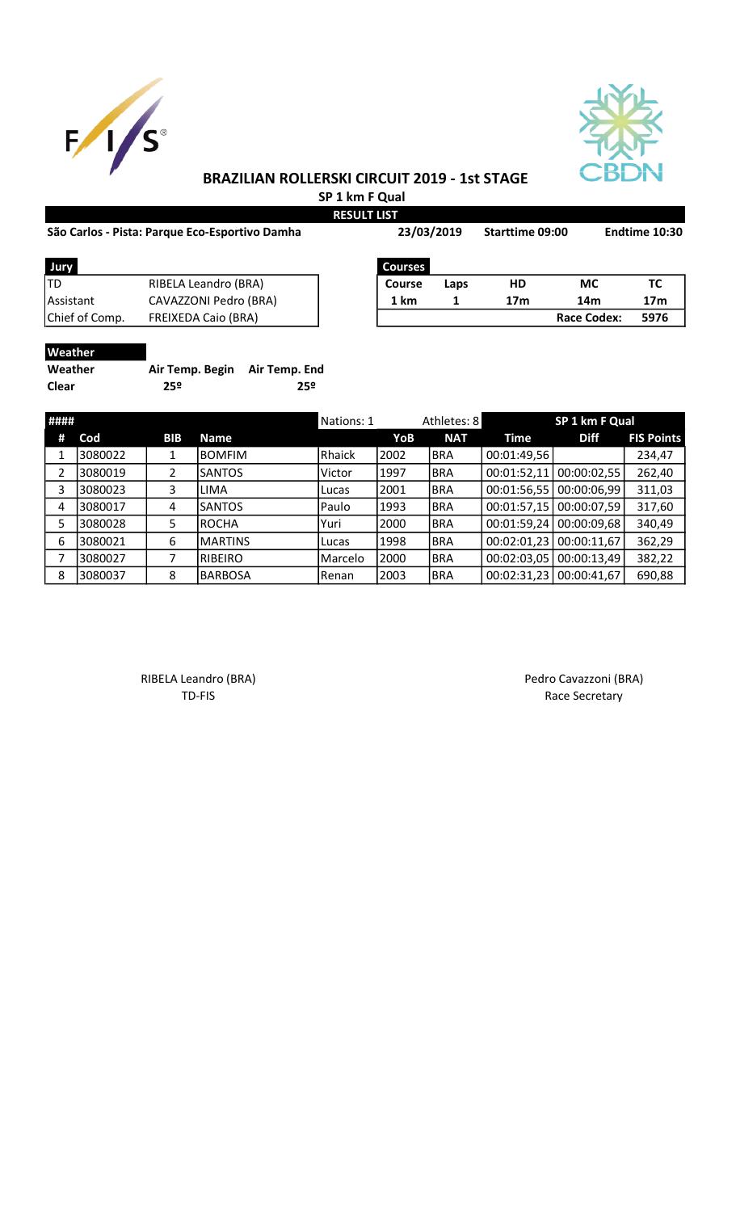# BRAZILIAN ROLLERSKI CIRCUIT 2019 - 1st STAGE

## SP 1 km F Qual

### RESULT LIST

**São Carlos - Pista: Parque Eco-Esportivo Damha** | **23/03/2019** | **Starttime 09:00** | **Endtime 10:30**

| Jury | |
|---|---|
| TD | RIBELA Leandro (BRA) |
| Assistant | CAVAZZONI Pedro (BRA) |
| Chief of Comp. | FREIXEDA Caio (BRA) |

| Courses | | | | |
|---|---|---|---|---|
| **Course** | **Laps** | **HD** | **MC** | **TC** |
| 1 km | 1 | 17m | 14m | 17m |
| | | | **Race Codex:** | **5976** |

| Weather | | |
|---|---|---|
| **Weather** | **Air Temp. Begin** | **Air Temp. End** |
| **Clear** | **25º** | **25º** |

| #### | | | | Nations: 1 | | Athletes: 8 | SP 1 km F Qual | | |
|---|---|---|---|---|---|---|---|---|---|
| **#** | **Cod** | **BIB** | **Name** | | **YoB** | **NAT** | **Time** | **Diff** | **FIS Points** |
| 1 | 3080022 | 1 | BOMFIM | Rhaick | 2002 | BRA | 00:01:49,56 | | 234,47 |
| 2 | 3080019 | 2 | SANTOS | Victor | 1997 | BRA | 00:01:52,11 | 00:00:02,55 | 262,40 |
| 3 | 3080023 | 3 | LIMA | Lucas | 2001 | BRA | 00:01:56,55 | 00:00:06,99 | 311,03 |
| 4 | 3080017 | 4 | SANTOS | Paulo | 1993 | BRA | 00:01:57,15 | 00:00:07,59 | 317,60 |
| 5 | 3080028 | 5 | ROCHA | Yuri | 2000 | BRA | 00:01:59,24 | 00:00:09,68 | 340,49 |
| 6 | 3080021 | 6 | MARTINS | Lucas | 1998 | BRA | 00:02:01,23 | 00:00:11,67 | 362,29 |
| 7 | 3080027 | 7 | RIBEIRO | Marcelo | 2000 | BRA | 00:02:03,05 | 00:00:13,49 | 382,22 |
| 8 | 3080037 | 8 | BARBOSA | Renan | 2003 | BRA | 00:02:31,23 | 00:00:41,67 | 690,88 |

RIBELA Leandro (BRA)
TD-FIS

Pedro Cavazzoni (BRA)
Race Secretary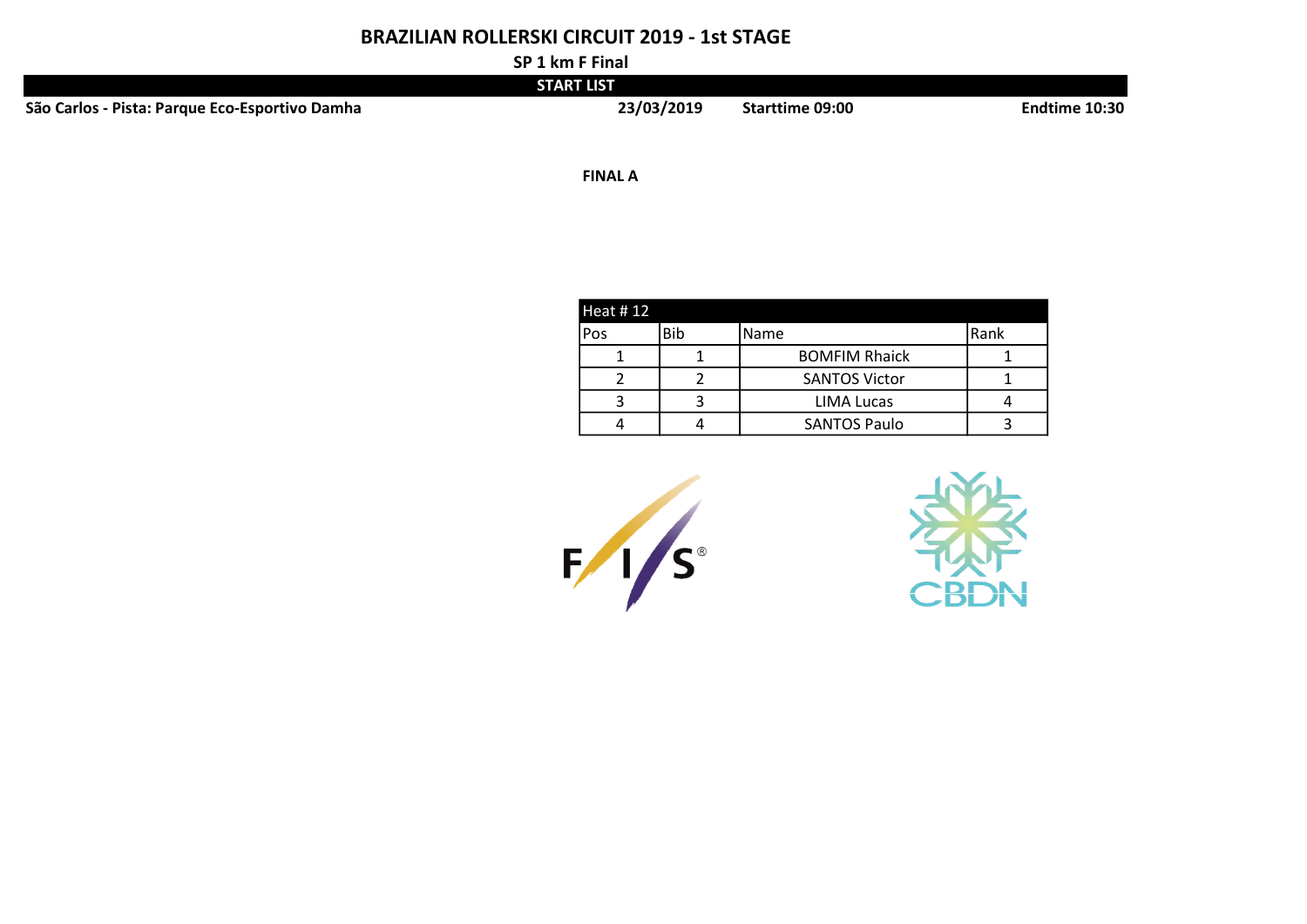# BRAZILIAN ROLLERSKI CIRCUIT 2019 - 1st STAGE

**SP 1 km F Final**

**START LIST**

**São Carlos - Pista: Parque Eco-Esportivo Damha** **23/03/2019** **Starttime 09:00** **Endtime 10:30**

**FINAL A**

| Heat # 12 | | | |
|---|---|---|---|
| Pos | Bib | Name | Rank |
| 1 | 1 | BOMFIM Rhaick | 1 |
| 2 | 2 | SANTOS Victor | 1 |
| 3 | 3 | LIMA Lucas | 4 |
| 4 | 4 | SANTOS Paulo | 3 |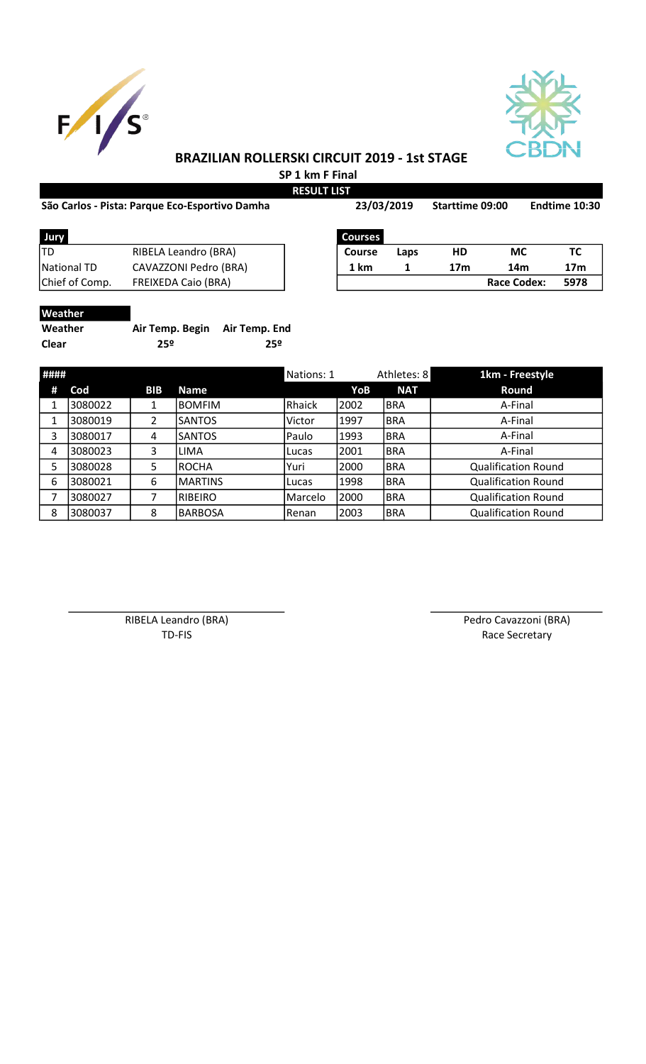# BRAZILIAN ROLLERSKI CIRCUIT 2019 - 1st STAGE

## SP 1 km F Final

**RESULT LIST**

**São Carlos - Pista: Parque Eco-Esportivo Damha** | **23/03/2019** | **Starttime 09:00** | **Endtime 10:30**

| Jury | |
|---|---|
| TD | RIBELA Leandro (BRA) |
| National TD | CAVAZZONI Pedro (BRA) |
| Chief of Comp. | FREIXEDA Caio (BRA) |

| Courses | | | | |
|---|---|---|---|---|
| Course | Laps | HD | MC | TC |
| 1 km | 1 | 17m | 14m | 17m |
| | | | Race Codex: | 5978 |

| Weather | Air Temp. Begin | Air Temp. End |
|---|---|---|
| Clear | 25º | 25º |

| #### | | | | Nations: 1 | | Athletes: 8 | 1km - Freestyle |
|---|---|---|---|---|---|---|---|
| # | Cod | BIB | Name | | YoB | NAT | Round |
| 1 | 3080022 | 1 | BOMFIM | Rhaick | 2002 | BRA | A-Final |
| 1 | 3080019 | 2 | SANTOS | Victor | 1997 | BRA | A-Final |
| 3 | 3080017 | 4 | SANTOS | Paulo | 1993 | BRA | A-Final |
| 4 | 3080023 | 3 | LIMA | Lucas | 2001 | BRA | A-Final |
| 5 | 3080028 | 5 | ROCHA | Yuri | 2000 | BRA | Qualification Round |
| 6 | 3080021 | 6 | MARTINS | Lucas | 1998 | BRA | Qualification Round |
| 7 | 3080027 | 7 | RIBEIRO | Marcelo | 2000 | BRA | Qualification Round |
| 8 | 3080037 | 8 | BARBOSA | Renan | 2003 | BRA | Qualification Round |

RIBELA Leandro (BRA)
TD-FIS

Pedro Cavazzoni (BRA)
Race Secretary